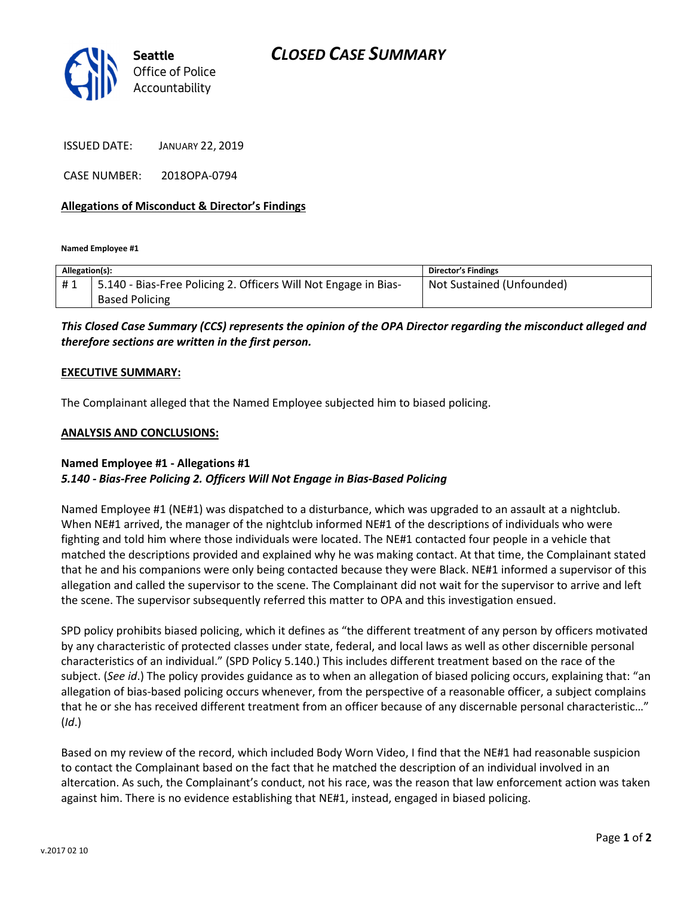Seattle Office of Police Accountability

# CLOSED CASE SUMMARY

ISSUED DATE: JANUARY 22, 2019

CASE NUMBER: 2018OPA-0794

**Allegations of Misconduct & Director's Findings**

**Named Employee #1**

| Allegation(s): | | Director's Findings |
|---|---|---|
| # 1 | 5.140 - Bias-Free Policing 2. Officers Will Not Engage in Bias-Based Policing | Not Sustained (Unfounded) |

***This Closed Case Summary (CCS) represents the opinion of the OPA Director regarding the misconduct alleged and therefore sections are written in the first person.***

**EXECUTIVE SUMMARY:**

The Complainant alleged that the Named Employee subjected him to biased policing.

**ANALYSIS AND CONCLUSIONS:**

**Named Employee #1 - Allegations #1**
***5.140 - Bias-Free Policing 2. Officers Will Not Engage in Bias-Based Policing***

Named Employee #1 (NE#1) was dispatched to a disturbance, which was upgraded to an assault at a nightclub. When NE#1 arrived, the manager of the nightclub informed NE#1 of the descriptions of individuals who were fighting and told him where those individuals were located. The NE#1 contacted four people in a vehicle that matched the descriptions provided and explained why he was making contact. At that time, the Complainant stated that he and his companions were only being contacted because they were Black. NE#1 informed a supervisor of this allegation and called the supervisor to the scene. The Complainant did not wait for the supervisor to arrive and left the scene. The supervisor subsequently referred this matter to OPA and this investigation ensued.

SPD policy prohibits biased policing, which it defines as "the different treatment of any person by officers motivated by any characteristic of protected classes under state, federal, and local laws as well as other discernible personal characteristics of an individual." (SPD Policy 5.140.) This includes different treatment based on the race of the subject. (*See id*.) The policy provides guidance as to when an allegation of biased policing occurs, explaining that: "an allegation of bias-based policing occurs whenever, from the perspective of a reasonable officer, a subject complains that he or she has received different treatment from an officer because of any discernable personal characteristic…" (*Id*.)

Based on my review of the record, which included Body Worn Video, I find that the NE#1 had reasonable suspicion to contact the Complainant based on the fact that he matched the description of an individual involved in an altercation. As such, the Complainant's conduct, not his race, was the reason that law enforcement action was taken against him. There is no evidence establishing that NE#1, instead, engaged in biased policing.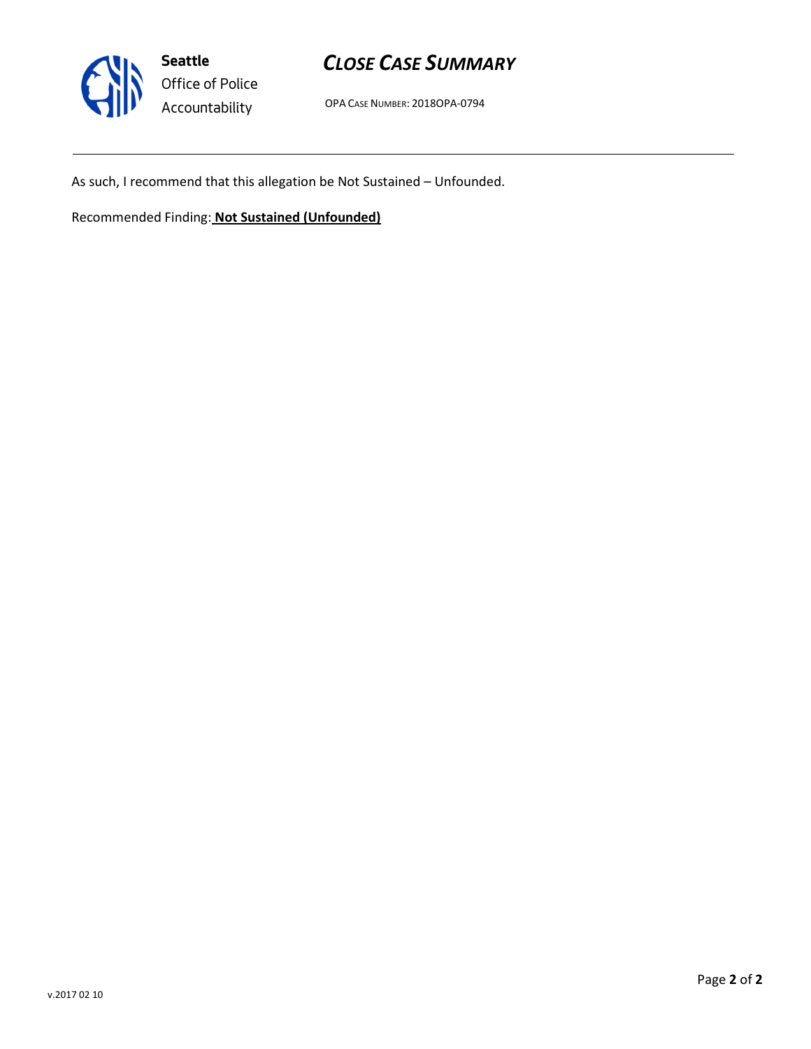As such, I recommend that this allegation be Not Sustained – Unfounded.

Recommended Finding: **Not Sustained (Unfounded)**